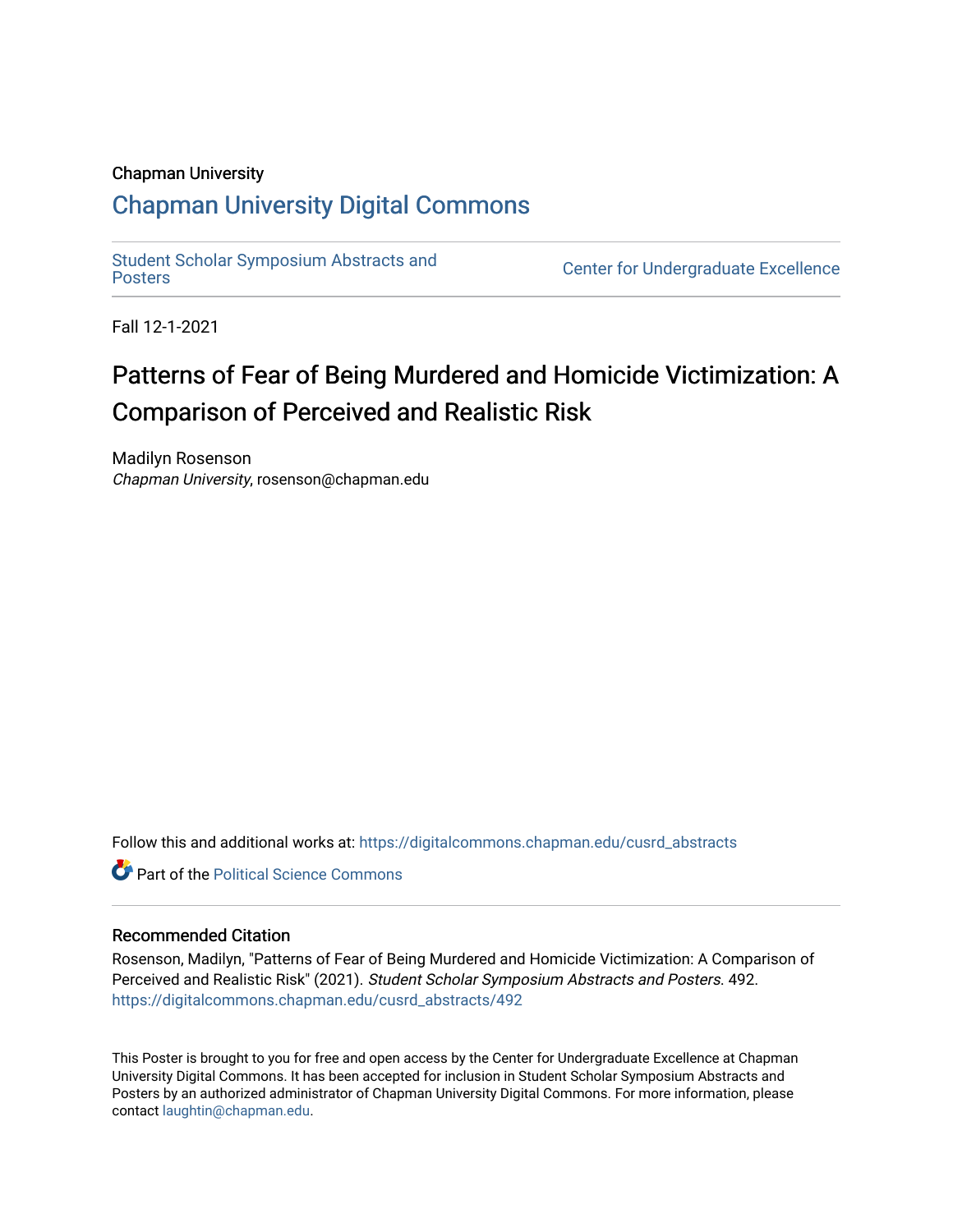Chapman University

# Chapman University Digital Commons

Student Scholar Symposium Abstracts and Posters

Center for Undergraduate Excellence

Fall 12-1-2021

# Patterns of Fear of Being Murdered and Homicide Victimization: A Comparison of Perceived and Realistic Risk

Madilyn Rosenson
*Chapman University*, rosenson@chapman.edu

Follow this and additional works at: https://digitalcommons.chapman.edu/cusrd_abstracts

Part of the Political Science Commons

## Recommended Citation

Rosenson, Madilyn, "Patterns of Fear of Being Murdered and Homicide Victimization: A Comparison of Perceived and Realistic Risk" (2021). *Student Scholar Symposium Abstracts and Posters*. 492.
https://digitalcommons.chapman.edu/cusrd_abstracts/492

This Poster is brought to you for free and open access by the Center for Undergraduate Excellence at Chapman University Digital Commons. It has been accepted for inclusion in Student Scholar Symposium Abstracts and Posters by an authorized administrator of Chapman University Digital Commons. For more information, please contact laughtin@chapman.edu.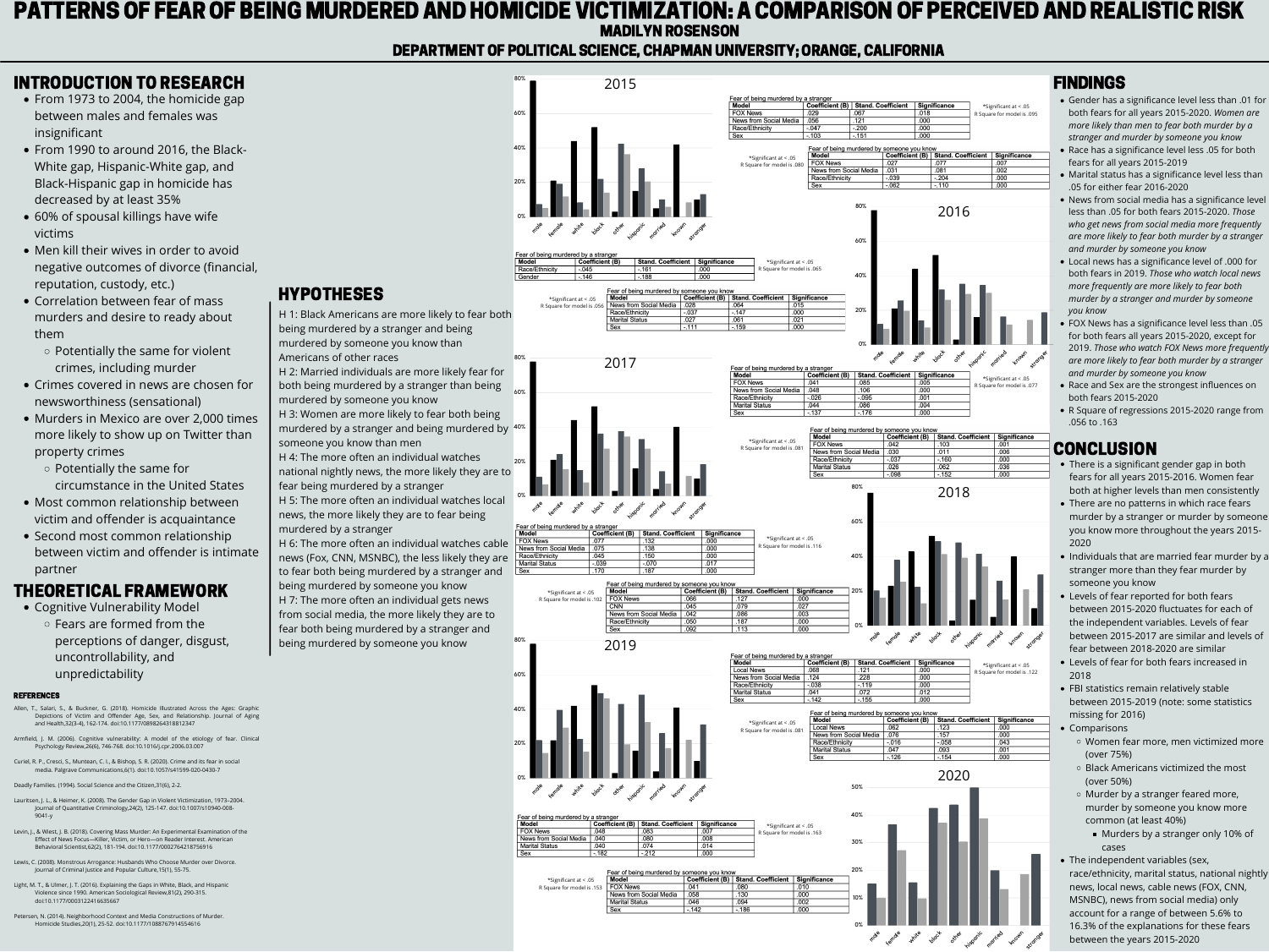# PATTERNS OF FEAR OF BEING MURDERED AND HOMICIDE VICTIMIZATION: A COMPARISON OF PERCEIVED AND REALISTIC RISK

## MADILYN ROSENSON

## DEPARTMENT OF POLITICAL SCIENCE, CHAPMAN UNIVERSITY; ORANGE, CALIFORNIA

## INTRODUCTION TO RESEARCH

- From 1973 to 2004, the homicide gap between males and females was insignificant
- From 1990 to around 2016, the Black-White gap, Hispanic-White gap, and Black-Hispanic gap in homicide has decreased by at least 35%
- 60% of spousal killings have wife victims
- Men kill their wives in order to avoid negative outcomes of divorce (financial, reputation, custody, etc.)
- Correlation between fear of mass murders and desire to ready about them
  - Potentially the same for violent crimes, including murder
- Crimes covered in news are chosen for newsworthiness (sensational)
- Murders in Mexico are over 2,000 times more likely to show up on Twitter than property crimes
  - Potentially the same for circumstance in the United States
- Most common relationship between victim and offender is acquaintance
- Second most common relationship between victim and offender is intimate partner

## THEORETICAL FRAMEWORK

- Cognitive Vulnerability Model
  - Fears are formed from the perceptions of danger, disgust, uncontrollability, and unpredictability

### REFERENCES

Allen, T., Salari, S., & Buckner, G. (2018). Homicide Illustrated Across the Ages: Graphic Depictions of Victim and Offender Age, Sex, and Relationship. Journal of Aging and Health,30(3-4), 162-174. doi:10.1177/0898264318812347

Armfield, J. M. (2006). Cognitive vulnerability: A model of the etiology of fear. Clinical Psychology Review,26(6), 746-768. doi:10.1016/j.cpr.2006.03.007

Curiel, R. P., Cresci, S., Muntean, C. I., & Bishop, S. R. (2020). Crime and its fear in social media. Palgrave Communications,6(1). doi:10.1057/s41599-020-0430-7

Deadly Families. (1994). Social Science and the Citizen,31(6), 2-2.

Lauritsen, J. L., & Heimer, K. (2008). The Gender Gap in Violent Victimization, 1973–2004. Journal of Quantitative Criminology,24(2), 125-147. doi:10.1007/s10940-008-9041-y

Levin, J., & Wiest, J. B. (2018). Covering Mass Murder: An Experimental Examination of the Effect of News Focus—Killer, Victim, or Hero—on Reader Interest. American Behavioral Scientist,62(2), 181-194. doi:10.1177/0002764218756916

Lewis, C. (2008). Monstrous Arrogance: Husbands Who Choose Murder over Divorce. Journal of Criminal Justice and Popular Culture,15(1), 55-75.

Light, M. T., & Ulmer, J. T. (2016). Explaining the Gaps in White, Black, and Hispanic Violence since 1990. American Sociological Review,81(2), 290-315. doi:10.1177/0003122416635667

Petersen, N. (2014). Neighborhood Context and Media Constructions of Murder. Homicide Studies,20(1), 25-52. doi:10.1177/1088767914554616

## HYPOTHESES

H 1: Black Americans are more likely to fear both being murdered by a stranger and being murdered by someone you know than Americans of other races

H 2: Married individuals are more likely fear for both being murdered by a stranger than being murdered by someone you know

H 3: Women are more likely to fear both being murdered by a stranger and being murdered by someone you know than men

H 4: The more often an individual watches national nightly news, the more likely they are to fear being murdered by a stranger

H 5: The more often an individual watches local news, the more likely they are to fear being murdered by a stranger

H 6: The more often an individual watches cable news (Fox, CNN, MSNBC), the less likely they are to fear both being murdered by a stranger and being murdered by someone you know

H 7: The more often an individual gets news from social media, the more likely they are to fear both being murdered by a stranger and being murdered by someone you know

### 2015

80%
60%
40%
20%
0%
male, female, white, black, other, hispanic, married, known, stranger

Fear of being murdered by a stranger

| Model | Coefficient (B) | Stand. Coefficient | Significance |
|---|---|---|---|
| FOX News | .029 | .067 | .018 |
| News from Social Media | .056 | .121 | .000 |
| Race/Ethnicity | -.047 | -.200 | .000 |
| Sex | -.103 | -.151 | .000 |

*Significant at < .05
R Square for model is .095

Fear of being murdered by someone you know

| Model | Coefficient (B) | Stand. Coefficient | Significance |
|---|---|---|---|
| FOX News | .027 | .077 | .007 |
| News from Social Media | .031 | .081 | .002 |
| Race/Ethnicity | -.039 | -.204 | .000 |
| Sex | -.062 | -.110 | .000 |

*Significant at < .05
R Square for model is .080

### 2016

80%
60%
40%
20%
0%
male, female, white, black, other, hispanic, married, known, stranger

Fear of being murdered by a stranger

| Model | Coefficient (B) | Stand. Coefficient | Significance |
|---|---|---|---|
| Race/Ethnicity | -.045 | -.161 | .000 |
| Gender | -.146 | -.188 | .000 |

*Significant at < .05
R Square for model is .065

Fear of being murdered by someone you know

| Model | Coefficient (B) | Stand. Coefficient | Significance |
|---|---|---|---|
| News from Social Media | .028 | .064 | .015 |
| Race/Ethnicity | -.037 | -.147 | .000 |
| Marital Status | .027 | .061 | .021 |
| Sex | -.111 | -.159 | .000 |

*Significant at < .05
R Square for model is .056

### 2017

80%
60%
40%
20%
0%
male, female, white, black, other, hispanic, married, known, stranger

Fear of being murdered by a stranger

| Model | Coefficient (B) | Stand. Coefficient | Significance |
|---|---|---|---|
| FOX News | .041 | .085 | .005 |
| News from Social Media | .048 | .106 | .000 |
| Race/Ethnicity | -.026 | -.095 | .001 |
| Marital Status | .044 | .086 | .004 |
| Sex | -.137 | -.176 | .000 |

*Significant at < .05
R Square for model is .077

Fear of being murdered by someone you know

| Model | Coefficient (B) | Stand. Coefficient | Significance |
|---|---|---|---|
| FOX News | .042 | .103 | .001 |
| News from Social Media | .030 | .011 | .006 |
| Race/Ethnicity | -.037 | -.160 | .000 |
| Marital Status | .026 | .062 | .036 |
| Sex | -.098 | -.152 | .000 |

*Significant at < .05
R Square for model is .081

### 2018

80%
60%
40%
20%
0%
male, female, white, black, other, hispanic, married, known, stranger

Fear of being murdered by a stranger

| Model | Coefficient (B) | Stand. Coefficient | Significance |
|---|---|---|---|
| FOX News | .077 | .132 | .000 |
| News from Social Media | .075 | .138 | .000 |
| Race/Ethnicity | .045 | .150 | .000 |
| Marital Status | -.039 | -.070 | .017 |
| Sex | .170 | .187 | .000 |

*Significant at < .05
R Square for model is .116

Fear of being murdered by someone you know

| Model | Coefficient (B) | Stand. Coefficient | Significance |
|---|---|---|---|
| FOX News | .066 | .127 | .000 |
| CNN | .045 | .079 | .027 |
| News from Social Media | .042 | .086 | .003 |
| Race/Ethnicity | .050 | .187 | .000 |
| Sex | .092 | .113 | .000 |

*Significant at < .05
R Square for model is .102

### 2019

80%
60%
40%
20%
0%
male, female, white, black, other, hispanic, married, known, stranger

Fear of being murdered by a stranger

| Model | Coefficient (B) | Stand. Coefficient | Significance |
|---|---|---|---|
| Local News | .068 | .121 | .000 |
| News from Social Media | .124 | .228 | .000 |
| Race/Ethnicity | -.038 | -.119 | .000 |
| Marital Status | .041 | .072 | .012 |
| Sex | -.142 | -.155 | .000 |

*Significant at < .05
R Square for model is .122

Fear of being murdered by someone you know

| Model | Coefficient (B) | Stand. Coefficient | Significance |
|---|---|---|---|
| Local News | .062 | .123 | .000 |
| News from Social Media | .076 | .157 | .000 |
| Race/Ethnicity | -.016 | -.058 | .043 |
| Marital Status | .047 | .093 | .001 |
| Sex | -.126 | -.154 | .000 |

*Significant at < .05
R Square for model is .081

### 2020

50%
40%
30%
20%
10%
0%
male, female, white, black, other, hispanic, married, known, stranger

Fear of being murdered by a stranger

| Model | Coefficient (B) | Stand. Coefficient | Significance |
|---|---|---|---|
| FOX News | .048 | .083 | .007 |
| News from Social Media | .040 | .080 | .008 |
| Marital Status | .040 | .074 | .014 |
| Sex | -.182 | -.212 | .000 |

*Significant at < .05
R Square for model is .163

Fear of being murdered by someone you know

| Model | Coefficient (B) | Stand. Coefficient | Significance |
|---|---|---|---|
| FOX News | .041 | .080 | .010 |
| News from Social Media | .058 | .130 | .000 |
| Marital Status | .046 | .094 | .002 |
| Sex | -.142 | -.186 | .000 |

*Significant at < .05
R Square for model is .153

## FINDINGS

- Gender has a significance level less than .01 for both fears for all years 2015-2020. *Women are more likely than men to fear both murder by a stranger and murder by someone you know*
- Race has a significance level less .05 for both fears for all years 2015-2019
- Marital status has a significance level less than .05 for either fear 2016-2020
- News from social media has a significance level less than .05 for both fears 2015-2020. *Those who get news from social media more frequently are more likely to fear both murder by a stranger and murder by someone you know*
- Local news has a significance level of .000 for both fears in 2019. *Those who watch local news more frequently are more likely to fear both murder by a stranger and murder by someone you know*
- FOX News has a significance level less than .05 for both fears all years 2015-2020, except for 2019. *Those who watch FOX News more frequently are more likely to fear both murder by a stranger and murder by someone you know*
- Race and Sex are the strongest influences on both fears 2015-2020
- R Square of regressions 2015-2020 range from .056 to .163

## CONCLUSION

- There is a significant gender gap in both fears for all years 2015-2016. Women fear both at higher levels than men consistently
- There are no patterns in which race fears murder by a stranger or murder by someone you know more throughout the years 2015-2020
- Individuals that are married fear murder by a stranger more than they fear murder by someone you know
- Levels of fear reported for both fears between 2015-2020 fluctuates for each of the independent variables. Levels of fear between 2015-2017 are similar and levels of fear between 2018-2020 are similar
- Levels of fear for both fears increased in 2018
- FBI statistics remain relatively stable between 2015-2019 (note: some statistics missing for 2016)
- Comparisons
  - Women fear more, men victimized more (over 75%)
  - Black Americans victimized the most (over 50%)
  - Murder by a stranger feared more, murder by someone you know more common (at least 40%)
    - Murders by a stranger only 10% of cases
- The independent variables (sex, race/ethnicity, marital status, national nightly news, local news, cable news (FOX, CNN, MSNBC), news from social media) only account for a range of between 5.6% to 16.3% of the explanations for these fears between the years 2015-2020